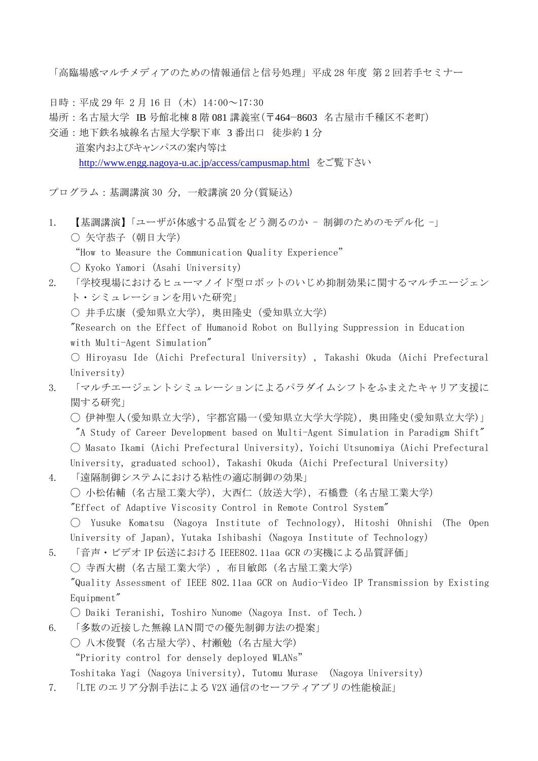「高臨場感マルチメディアのための情報通信と信号処理」平成 28 年度 第 2 回若手セミナー

日時：平成 29 年 2 月 16 日（木）14:00～17:30
場所：名古屋大学 IB 号館北棟 8 階 081 講義室（〒464−8603 名古屋市千種区不老町）
交通：地下鉄名城線名古屋大学駅下車 3 番出口 徒歩約 1 分
　　道案内およびキャンパスの案内等は
　　http://www.engg.nagoya-u.ac.jp/access/campusmap.html をご覧下さい

プログラム：基調講演 30 分，一般講演 20 分(質疑込)

1. 【基調講演】「ユーザが体感する品質をどう測るのか – 制御のためのモデル化 –」
   ○ 矢守恭子（朝日大学）
   "How to Measure the Communication Quality Experience"
   ○ Kyoko Yamori (Asahi University)
2. 「学校現場におけるヒューマノイド型ロボットのいじめ抑制効果に関するマルチエージェント・シミュレーションを用いた研究」
   ○ 井手広康（愛知県立大学)，奥田隆史（愛知県立大学)
   "Research on the Effect of Humanoid Robot on Bullying Suppression in Education with Multi-Agent Simulation"
   ○ Hiroyasu Ide (Aichi Prefectural University) , Takashi Okuda (Aichi Prefectural University)
3. 「マルチエージェントシミュレーションによるパラダイムシフトをふまえたキャリア支援に関する研究」
   ○ 伊神聖人(愛知県立大学)，宇都宮陽一(愛知県立大学大学院)，奥田隆史(愛知県立大学)」
   "A Study of Career Development based on Multi-Agent Simulation in Paradigm Shift"
   ○ Masato Ikami (Aichi Prefectural University), Yoichi Utsunomiya (Aichi Prefectural University, graduated school), Takashi Okuda (Aichi Prefectural University)
4. 「遠隔制御システムにおける粘性の適応制御の効果」
   ○ 小松佑輔（名古屋工業大学)，大西仁（放送大学)，石橋豊（名古屋工業大学)
   "Effect of Adaptive Viscosity Control in Remote Control System"
   ○ Yusuke Komatsu (Nagoya Institute of Technology), Hitoshi Ohnishi (The Open University of Japan), Yutaka Ishibashi (Nagoya Institute of Technology)
5. 「音声・ビデオ IP 伝送における IEEE802.11aa GCR の実機による品質評価」
   ○ 寺西大樹（名古屋工業大学），布目敏郎（名古屋工業大学)
   "Quality Assessment of IEEE 802.11aa GCR on Audio-Video IP Transmission by Existing Equipment"
   ○ Daiki Teranishi, Toshiro Nunome (Nagoya Inst. of Tech.)
6. 「多数の近接した無線 LAN 間での優先制御方法の提案」
   ○ 八木俊賢（名古屋大学)、村瀬勉（名古屋大学)
   "Priority control for densely deployed WLANs"
   Toshitaka Yagi (Nagoya University), Tutomu Murase (Nagoya University)
7. 「LTE のエリア分割手法による V2X 通信のセーフティアプリの性能検証」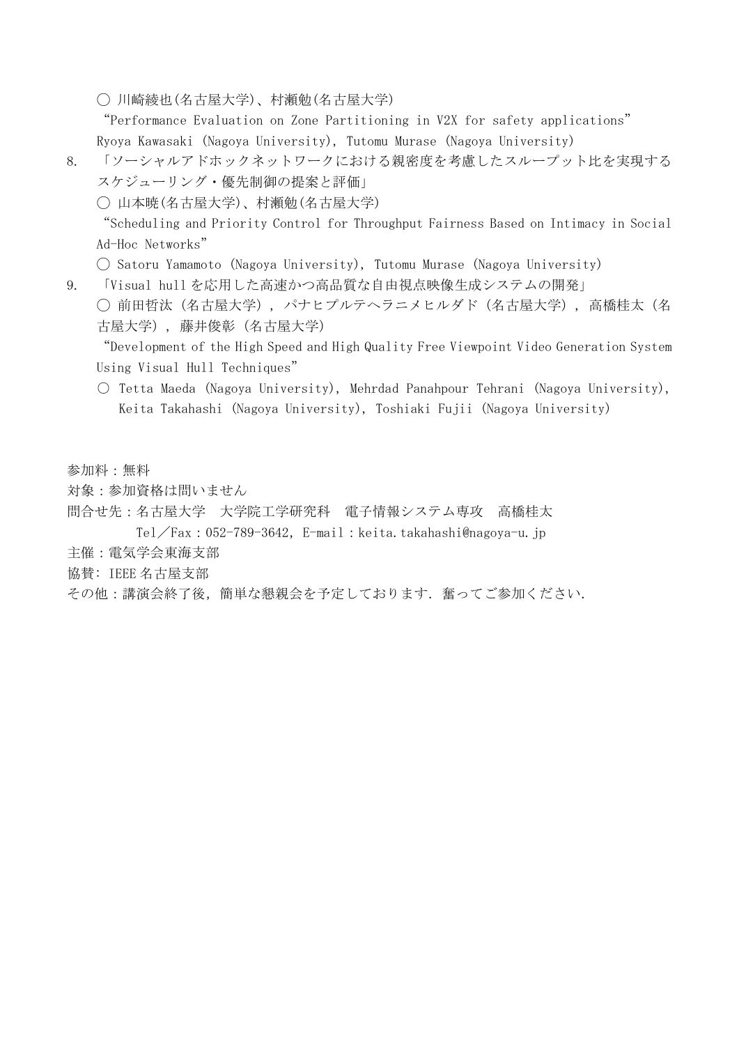○ 川崎綾也(名古屋大学)、村瀬勉(名古屋大学)

“Performance Evaluation on Zone Partitioning in V2X for safety applications”

Ryoya Kawasaki (Nagoya University), Tutomu Murase (Nagoya University)

8. 「ソーシャルアドホックネットワークにおける親密度を考慮したスループット比を実現するスケジューリング・優先制御の提案と評価」

   ○ 山本暁(名古屋大学)、村瀬勉(名古屋大学)

   “Scheduling and Priority Control for Throughput Fairness Based on Intimacy in Social Ad-Hoc Networks”

   ○ Satoru Yamamoto (Nagoya University), Tutomu Murase (Nagoya University)

9. 「Visual hull を応用した高速かつ高品質な自由視点映像生成システムの開発」

   ○ 前田哲汰 (名古屋大学), パナヒプルテヘラニメヒルダド (名古屋大学), 高橋桂太 (名古屋大学), 藤井俊彰 (名古屋大学)

   “Development of the High Speed and High Quality Free Viewpoint Video Generation System Using Visual Hull Techniques”

   ○ Tetta Maeda (Nagoya University), Mehrdad Panahpour Tehrani (Nagoya University), Keita Takahashi (Nagoya University), Toshiaki Fujii (Nagoya University)

参加料：無料

対象：参加資格は問いません

問合せ先：名古屋大学　大学院工学研究科　電子情報システム専攻　高橋桂太

　　　　Tel／Fax：052-789-3642, E-mail：keita.takahashi@nagoya-u.jp

主催：電気学会東海支部

協賛: IEEE 名古屋支部

その他：講演会終了後，簡単な懇親会を予定しております．奮ってご参加ください．